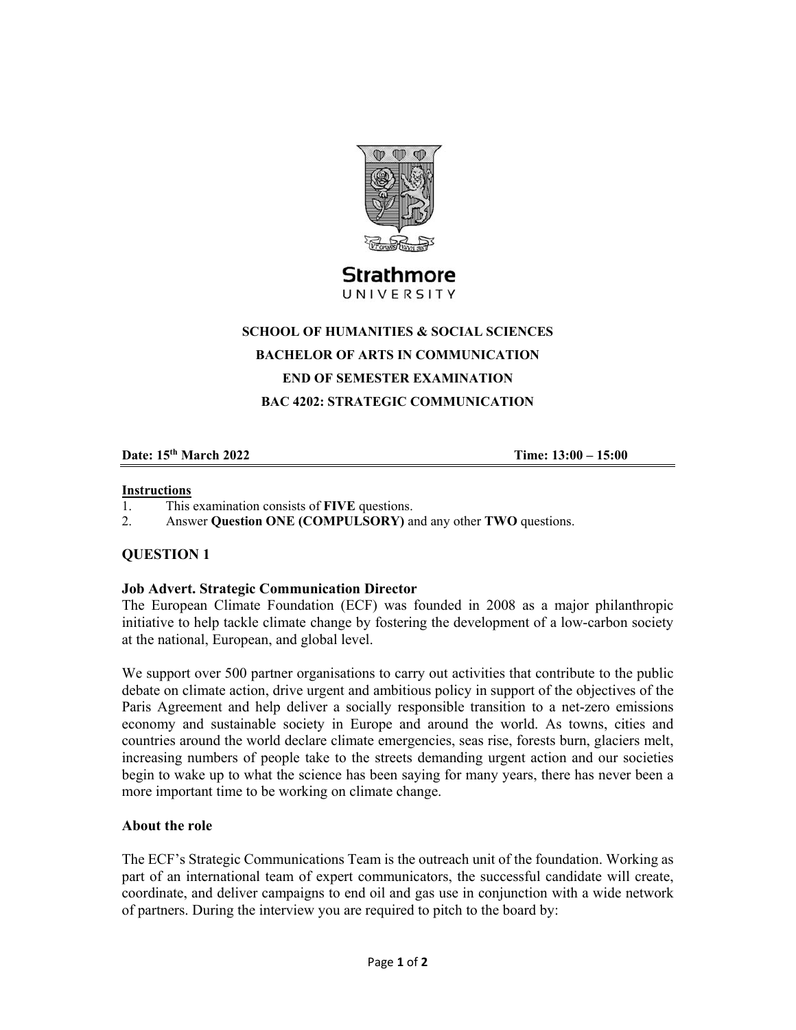Strathmore
UNIVERSITY

**SCHOOL OF HUMANITIES & SOCIAL SCIENCES**

**BACHELOR OF ARTS IN COMMUNICATION**

**END OF SEMESTER EXAMINATION**

**BAC 4202: STRATEGIC COMMUNICATION**

**Date: 15th March 2022** **Time: 13:00 – 15:00**

**Instructions**

1. This examination consists of **FIVE** questions.
2. Answer **Question ONE (COMPULSORY)** and any other **TWO** questions.

## QUESTION 1

### Job Advert. Strategic Communication Director

The European Climate Foundation (ECF) was founded in 2008 as a major philanthropic initiative to help tackle climate change by fostering the development of a low-carbon society at the national, European, and global level.

We support over 500 partner organisations to carry out activities that contribute to the public debate on climate action, drive urgent and ambitious policy in support of the objectives of the Paris Agreement and help deliver a socially responsible transition to a net-zero emissions economy and sustainable society in Europe and around the world. As towns, cities and countries around the world declare climate emergencies, seas rise, forests burn, glaciers melt, increasing numbers of people take to the streets demanding urgent action and our societies begin to wake up to what the science has been saying for many years, there has never been a more important time to be working on climate change.

### About the role

The ECF's Strategic Communications Team is the outreach unit of the foundation. Working as part of an international team of expert communicators, the successful candidate will create, coordinate, and deliver campaigns to end oil and gas use in conjunction with a wide network of partners. During the interview you are required to pitch to the board by: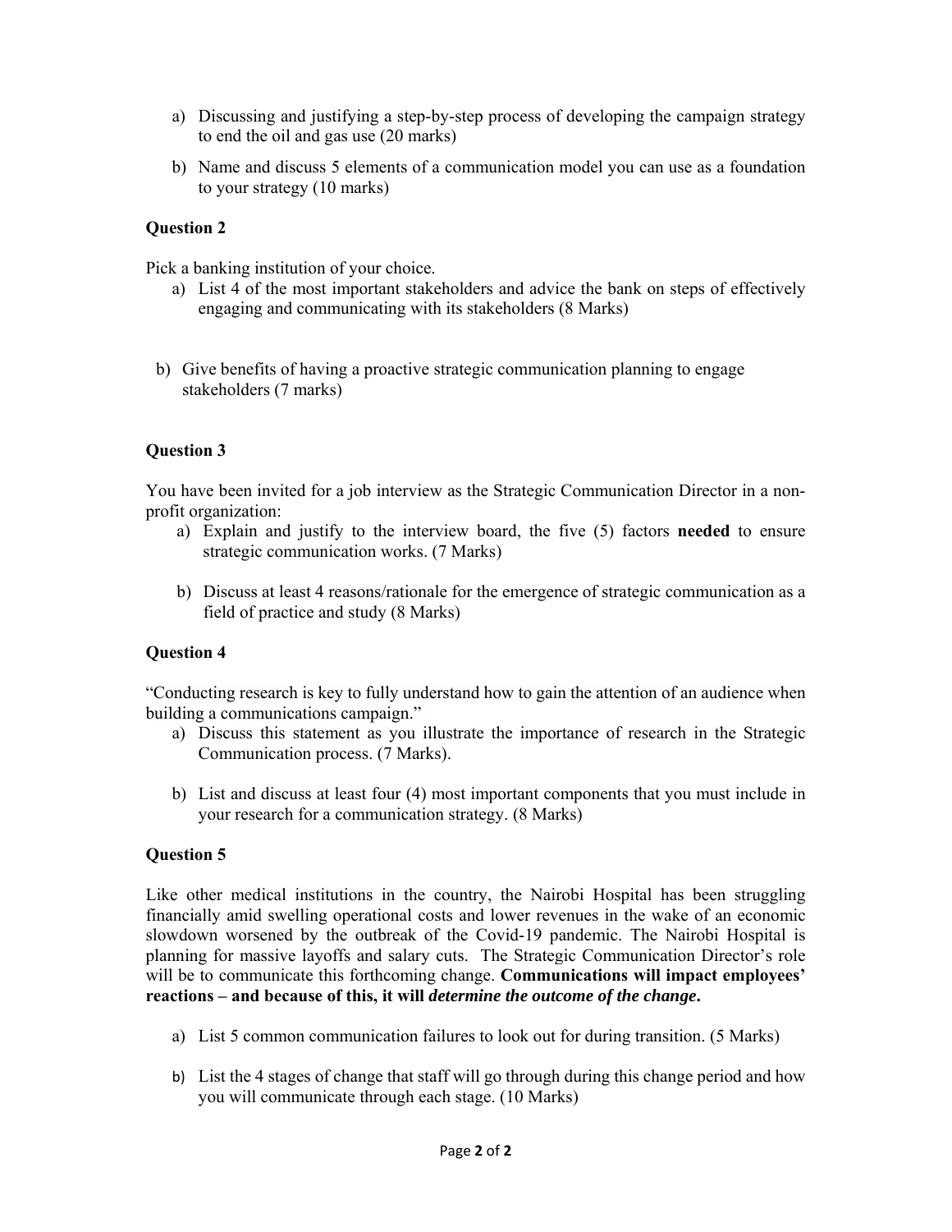a) Discussing and justifying a step-by-step process of developing the campaign strategy to end the oil and gas use (20 marks)

b) Name and discuss 5 elements of a communication model you can use as a foundation to your strategy (10 marks)

**Question 2**

Pick a banking institution of your choice.

a) List 4 of the most important stakeholders and advice the bank on steps of effectively engaging and communicating with its stakeholders (8 Marks)

b) Give benefits of having a proactive strategic communication planning to engage stakeholders (7 marks)

**Question 3**

You have been invited for a job interview as the Strategic Communication Director in a non-profit organization:

a) Explain and justify to the interview board, the five (5) factors **needed** to ensure strategic communication works. (7 Marks)

b) Discuss at least 4 reasons/rationale for the emergence of strategic communication as a field of practice and study (8 Marks)

**Question 4**

"Conducting research is key to fully understand how to gain the attention of an audience when building a communications campaign."

a) Discuss this statement as you illustrate the importance of research in the Strategic Communication process. (7 Marks).

b) List and discuss at least four (4) most important components that you must include in your research for a communication strategy. (8 Marks)

**Question 5**

Like other medical institutions in the country, the Nairobi Hospital has been struggling financially amid swelling operational costs and lower revenues in the wake of an economic slowdown worsened by the outbreak of the Covid-19 pandemic. The Nairobi Hospital is planning for massive layoffs and salary cuts. The Strategic Communication Director's role will be to communicate this forthcoming change. **Communications will impact employees' reactions – and because of this, it will *determine the outcome of the change*.**

a) List 5 common communication failures to look out for during transition. (5 Marks)

b) List the 4 stages of change that staff will go through during this change period and how you will communicate through each stage. (10 Marks)